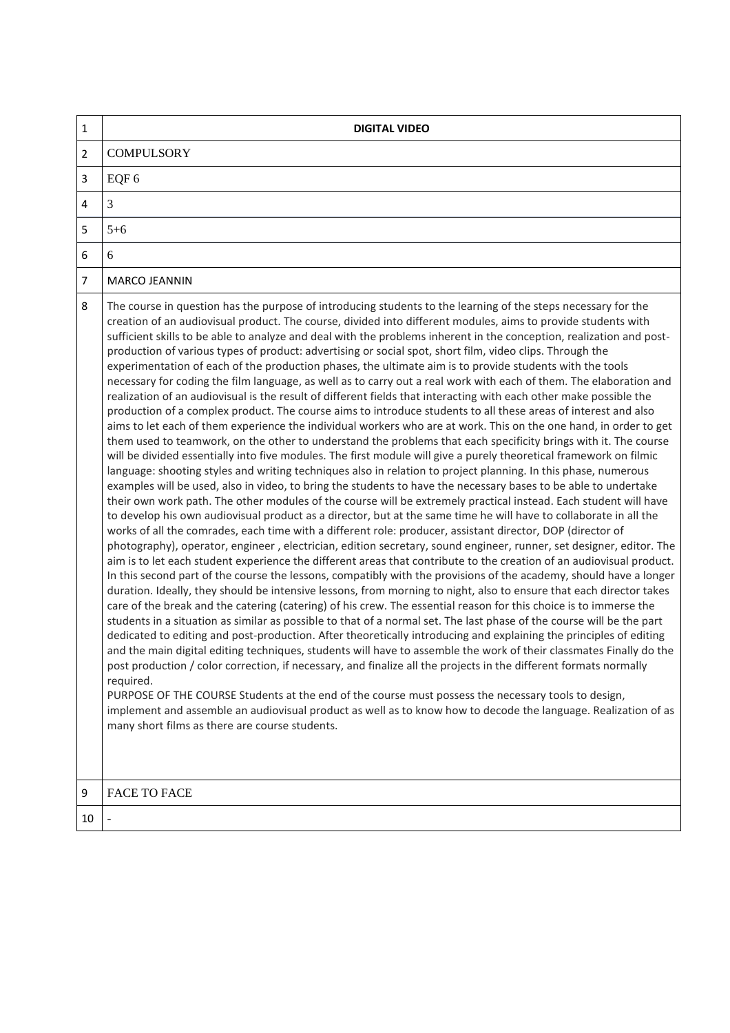| 1 | **DIGITAL VIDEO** |
|---|---|
| 2 | COMPULSORY |
| 3 | EQF 6 |
| 4 | 3 |
| 5 | 5+6 |
| 6 | 6 |
| 7 | MARCO JEANNIN |
| 8 | The course in question has the purpose of introducing students to the learning of the steps necessary for the creation of an audiovisual product. The course, divided into different modules, aims to provide students with sufficient skills to be able to analyze and deal with the problems inherent in the conception, realization and post-production of various types of product: advertising or social spot, short film, video clips. Through the experimentation of each of the production phases, the ultimate aim is to provide students with the tools necessary for coding the film language, as well as to carry out a real work with each of them. The elaboration and realization of an audiovisual is the result of different fields that interacting with each other make possible the production of a complex product. The course aims to introduce students to all these areas of interest and also aims to let each of them experience the individual workers who are at work. This on the one hand, in order to get them used to teamwork, on the other to understand the problems that each specificity brings with it. The course will be divided essentially into five modules. The first module will give a purely theoretical framework on filmic language: shooting styles and writing techniques also in relation to project planning. In this phase, numerous examples will be used, also in video, to bring the students to have the necessary bases to be able to undertake their own work path. The other modules of the course will be extremely practical instead. Each student will have to develop his own audiovisual product as a director, but at the same time he will have to collaborate in all the works of all the comrades, each time with a different role: producer, assistant director, DOP (director of photography), operator, engineer , electrician, edition secretary, sound engineer, runner, set designer, editor. The aim is to let each student experience the different areas that contribute to the creation of an audiovisual product. In this second part of the course the lessons, compatibly with the provisions of the academy, should have a longer duration. Ideally, they should be intensive lessons, from morning to night, also to ensure that each director takes care of the break and the catering (catering) of his crew. The essential reason for this choice is to immerse the students in a situation as similar as possible to that of a normal set. The last phase of the course will be the part dedicated to editing and post-production. After theoretically introducing and explaining the principles of editing and the main digital editing techniques, students will have to assemble the work of their classmates Finally do the post production / color correction, if necessary, and finalize all the projects in the different formats normally required.<br>PURPOSE OF THE COURSE Students at the end of the course must possess the necessary tools to design, implement and assemble an audiovisual product as well as to know how to decode the language. Realization of as many short films as there are course students. |
| 9 | FACE TO FACE |
| 10 | - |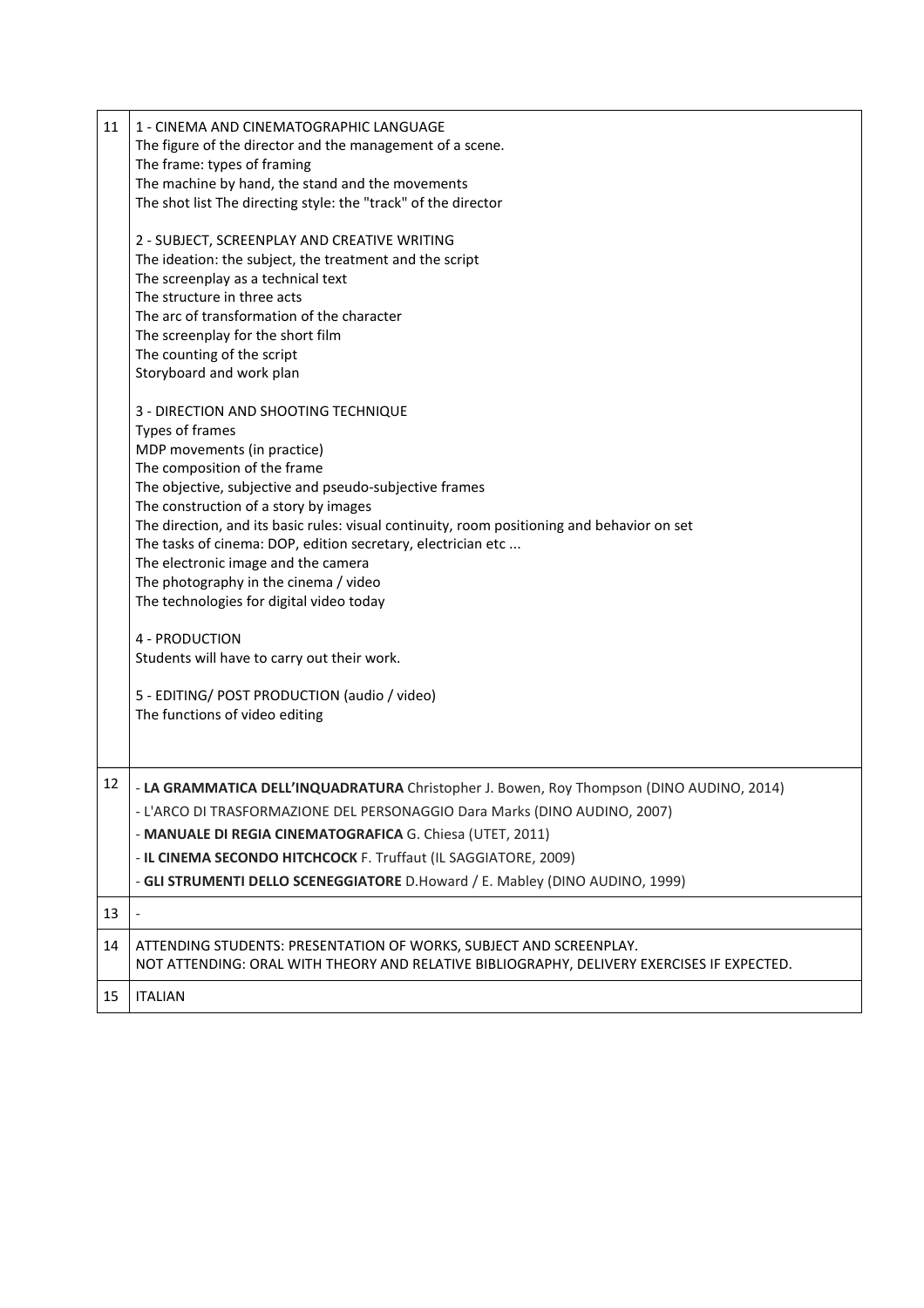| | |
|---|---|
| 11 | 1 - CINEMA AND CINEMATOGRAPHIC LANGUAGE<br>The figure of the director and the management of a scene.<br>The frame: types of framing<br>The machine by hand, the stand and the movements<br>The shot list The directing style: the "track" of the director<br><br>2 - SUBJECT, SCREENPLAY AND CREATIVE WRITING<br>The ideation: the subject, the treatment and the script<br>The screenplay as a technical text<br>The structure in three acts<br>The arc of transformation of the character<br>The screenplay for the short film<br>The counting of the script<br>Storyboard and work plan<br><br>3 - DIRECTION AND SHOOTING TECHNIQUE<br>Types of frames<br>MDP movements (in practice)<br>The composition of the frame<br>The objective, subjective and pseudo-subjective frames<br>The construction of a story by images<br>The direction, and its basic rules: visual continuity, room positioning and behavior on set<br>The tasks of cinema: DOP, edition secretary, electrician etc ...<br>The electronic image and the camera<br>The photography in the cinema / video<br>The technologies for digital video today<br><br>4 - PRODUCTION<br>Students will have to carry out their work.<br><br>5 - EDITING/ POST PRODUCTION (audio / video)<br>The functions of video editing |
| 12 | - **LA GRAMMATICA DELL'INQUADRATURA** Christopher J. Bowen, Roy Thompson (DINO AUDINO, 2014)<br>- L'ARCO DI TRASFORMAZIONE DEL PERSONAGGIO Dara Marks (DINO AUDINO, 2007)<br>- **MANUALE DI REGIA CINEMATOGRAFICA** G. Chiesa (UTET, 2011)<br>- **IL CINEMA SECONDO HITCHCOCK** F. Truffaut (IL SAGGIATORE, 2009)<br>- **GLI STRUMENTI DELLO SCENEGGIATORE** D.Howard / E. Mabley (DINO AUDINO, 1999) |
| 13 | - |
| 14 | ATTENDING STUDENTS: PRESENTATION OF WORKS, SUBJECT AND SCREENPLAY.<br>NOT ATTENDING: ORAL WITH THEORY AND RELATIVE BIBLIOGRAPHY, DELIVERY EXERCISES IF EXPECTED. |
| 15 | ITALIAN |